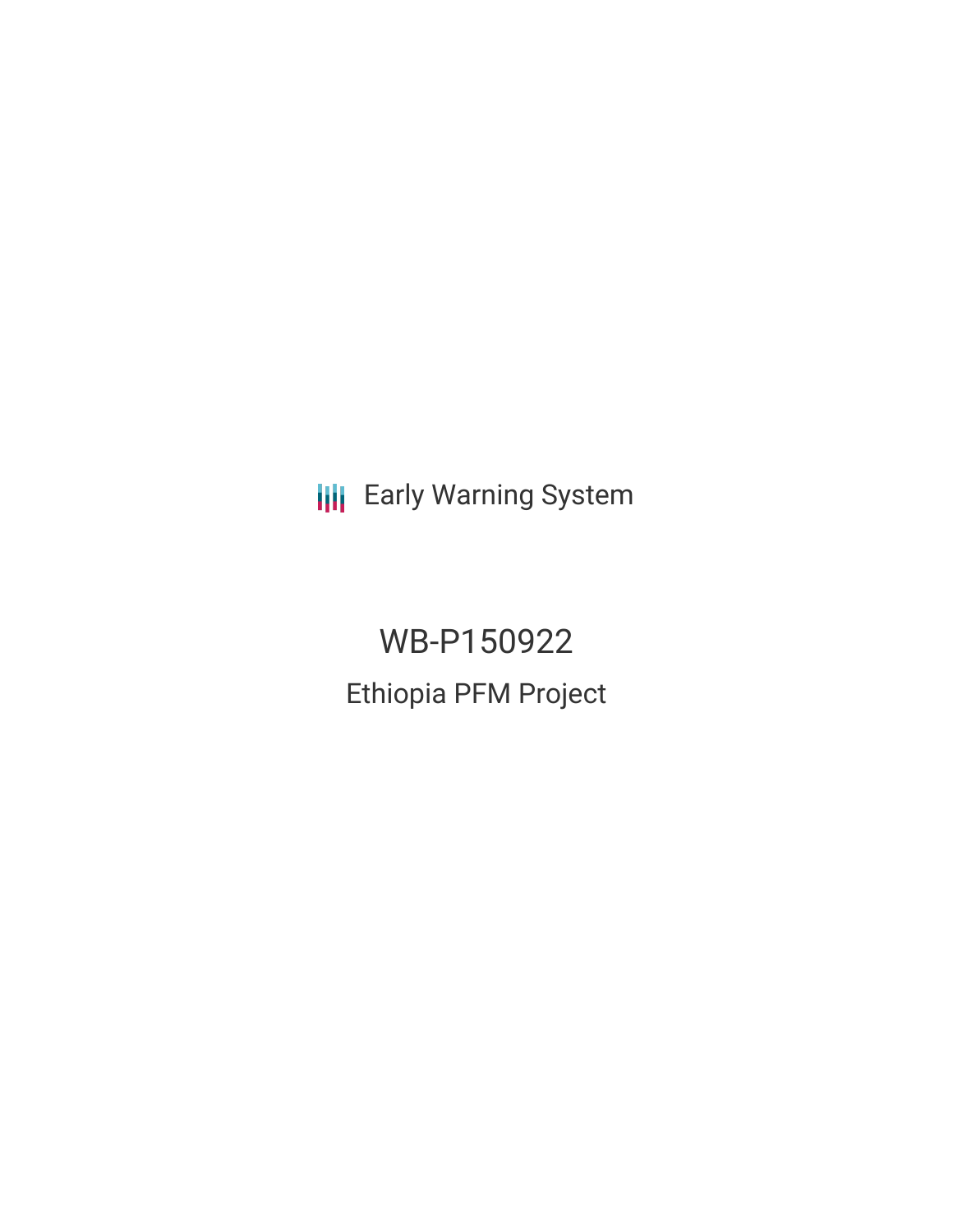Early Warning System

# WB-P150922

## Ethiopia PFM Project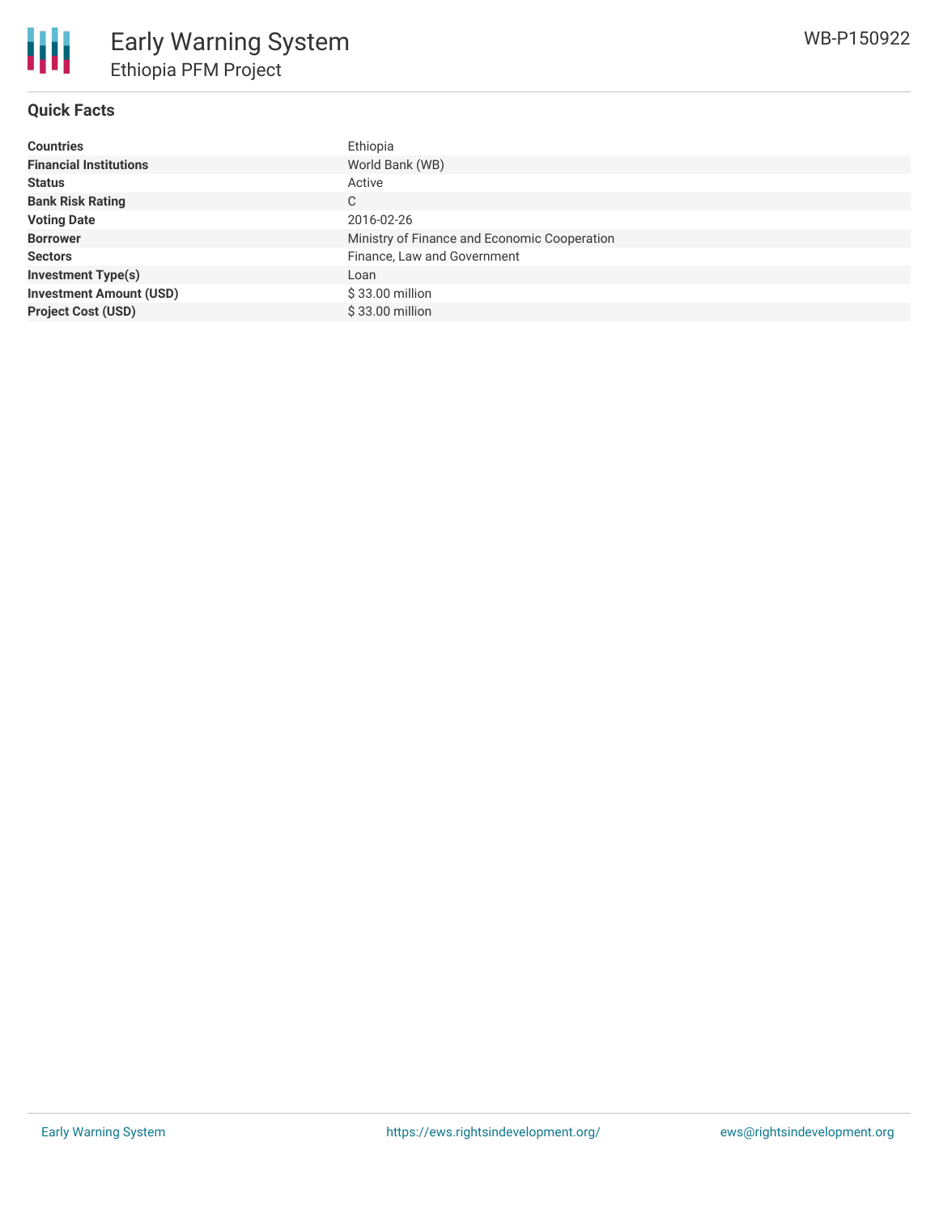# Early Warning System

## Ethiopia PFM Project

WB-P150922

### Quick Facts

| | |
|---|---|
| **Countries** | Ethiopia |
| **Financial Institutions** | World Bank (WB) |
| **Status** | Active |
| **Bank Risk Rating** | C |
| **Voting Date** | 2016-02-26 |
| **Borrower** | Ministry of Finance and Economic Cooperation |
| **Sectors** | Finance, Law and Government |
| **Investment Type(s)** | Loan |
| **Investment Amount (USD)** | $ 33.00 million |
| **Project Cost (USD)** | $ 33.00 million |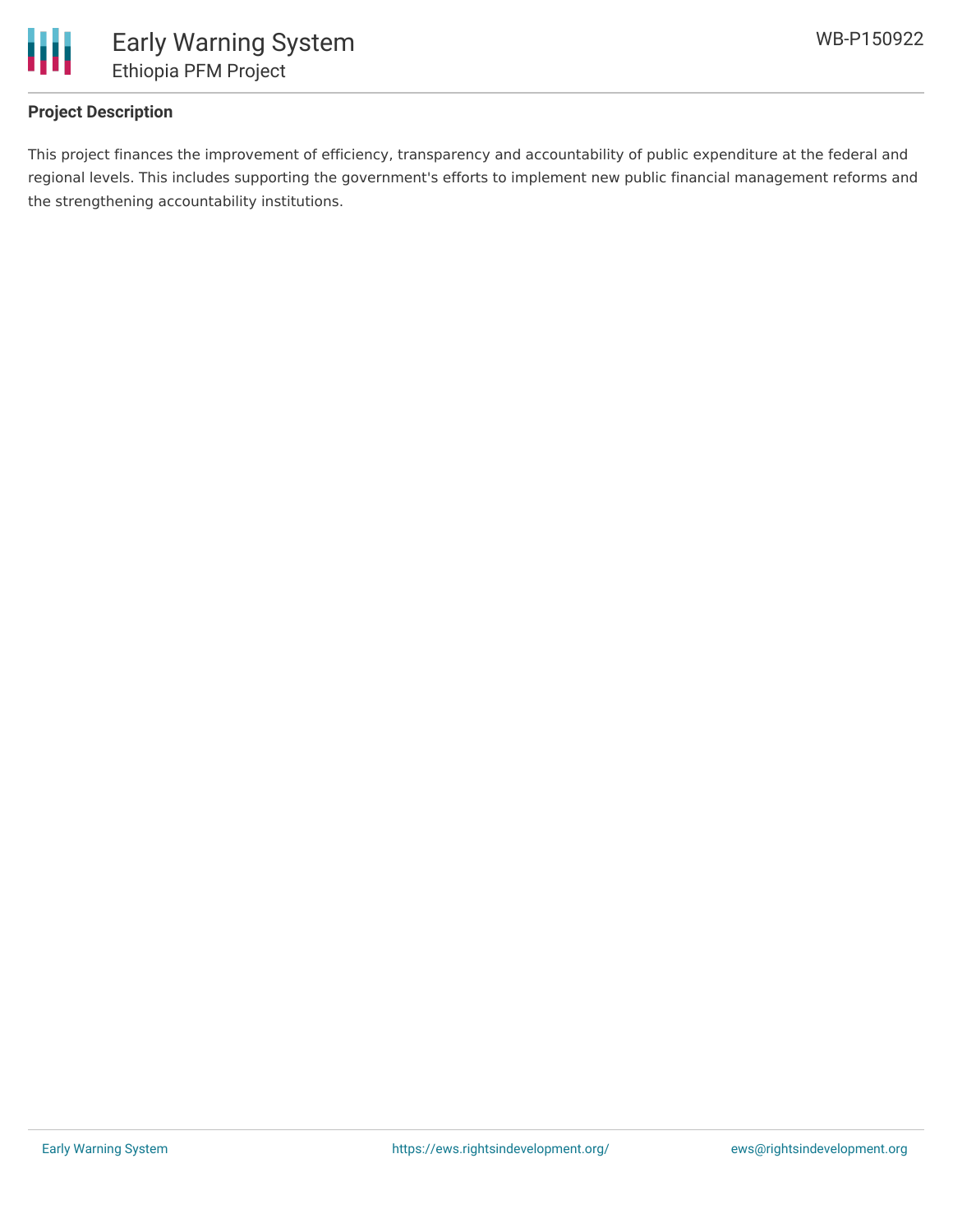### Project Description

This project finances the improvement of efficiency, transparency and accountability of public expenditure at the federal and regional levels. This includes supporting the government's efforts to implement new public financial management reforms and the strengthening accountability institutions.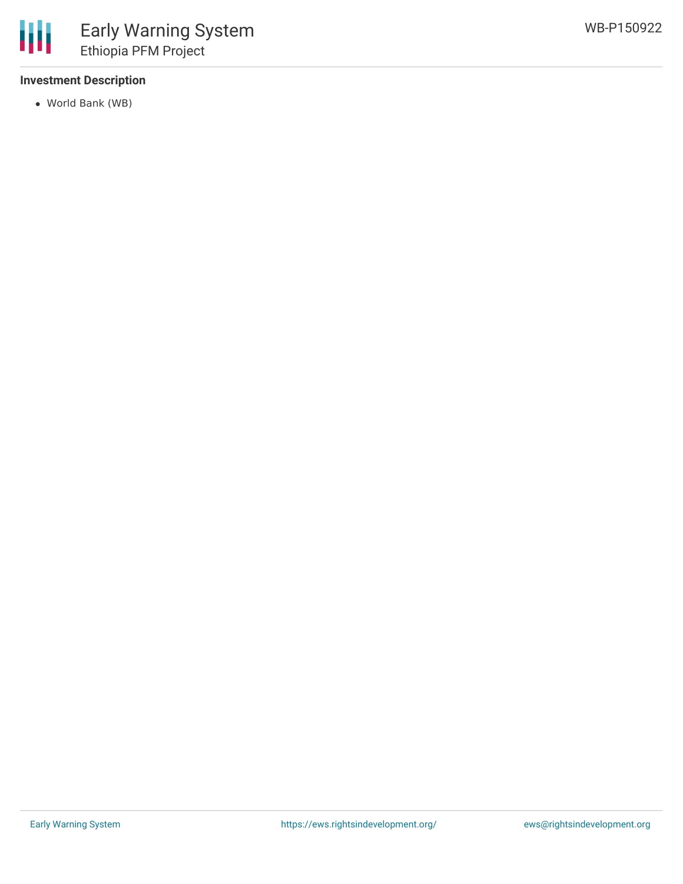**Investment Description**

- World Bank (WB)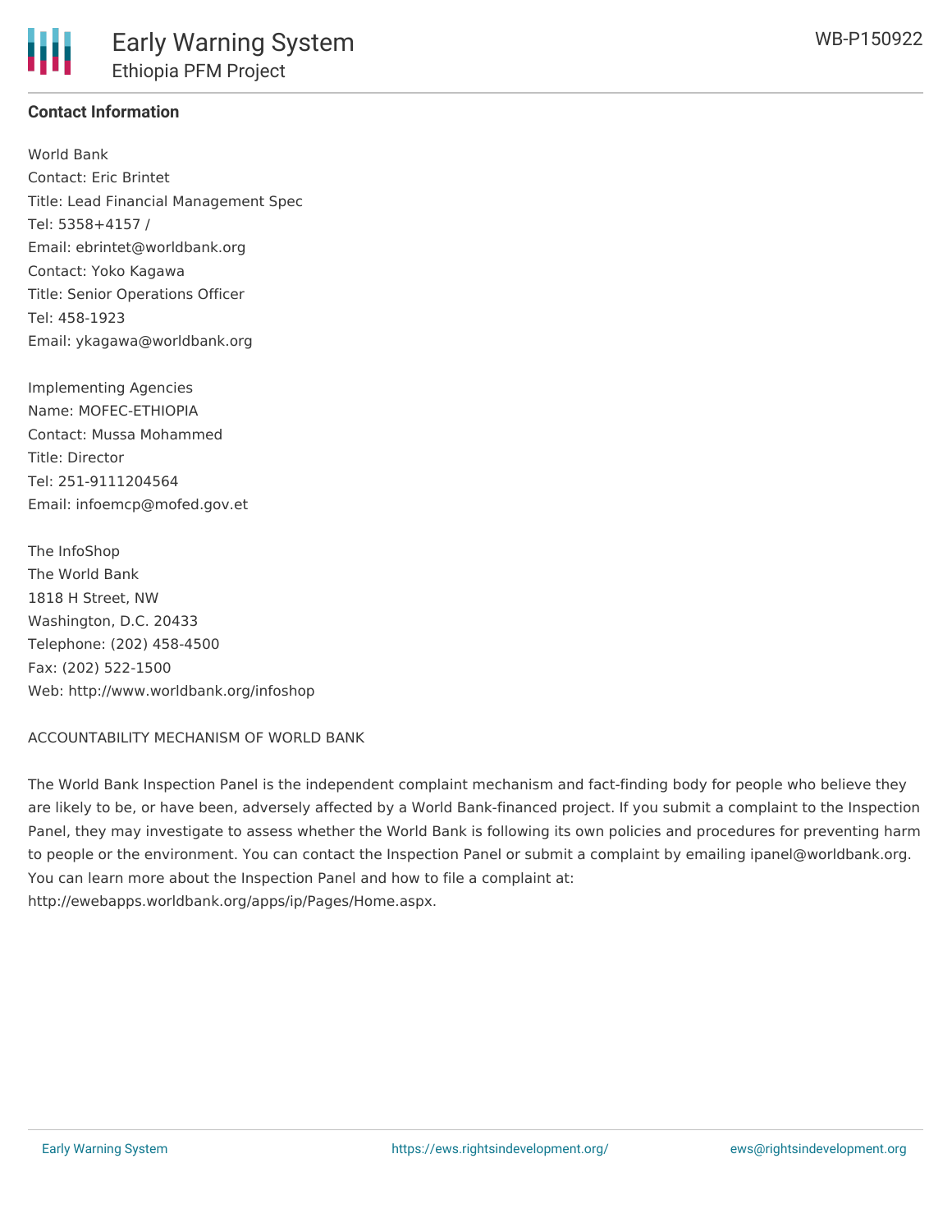**Contact Information**

World Bank
Contact: Eric Brintet
Title: Lead Financial Management Spec
Tel: 5358+4157 /
Email: ebrintet@worldbank.org
Contact: Yoko Kagawa
Title: Senior Operations Officer
Tel: 458-1923
Email: ykagawa@worldbank.org

Implementing Agencies
Name: MOFEC-ETHIOPIA
Contact: Mussa Mohammed
Title: Director
Tel: 251-9111204564
Email: infoemcp@mofed.gov.et

The InfoShop
The World Bank
1818 H Street, NW
Washington, D.C. 20433
Telephone: (202) 458-4500
Fax: (202) 522-1500
Web: http://www.worldbank.org/infoshop

ACCOUNTABILITY MECHANISM OF WORLD BANK

The World Bank Inspection Panel is the independent complaint mechanism and fact-finding body for people who believe they are likely to be, or have been, adversely affected by a World Bank-financed project. If you submit a complaint to the Inspection Panel, they may investigate to assess whether the World Bank is following its own policies and procedures for preventing harm to people or the environment. You can contact the Inspection Panel or submit a complaint by emailing ipanel@worldbank.org. You can learn more about the Inspection Panel and how to file a complaint at: http://ewebapps.worldbank.org/apps/ip/Pages/Home.aspx.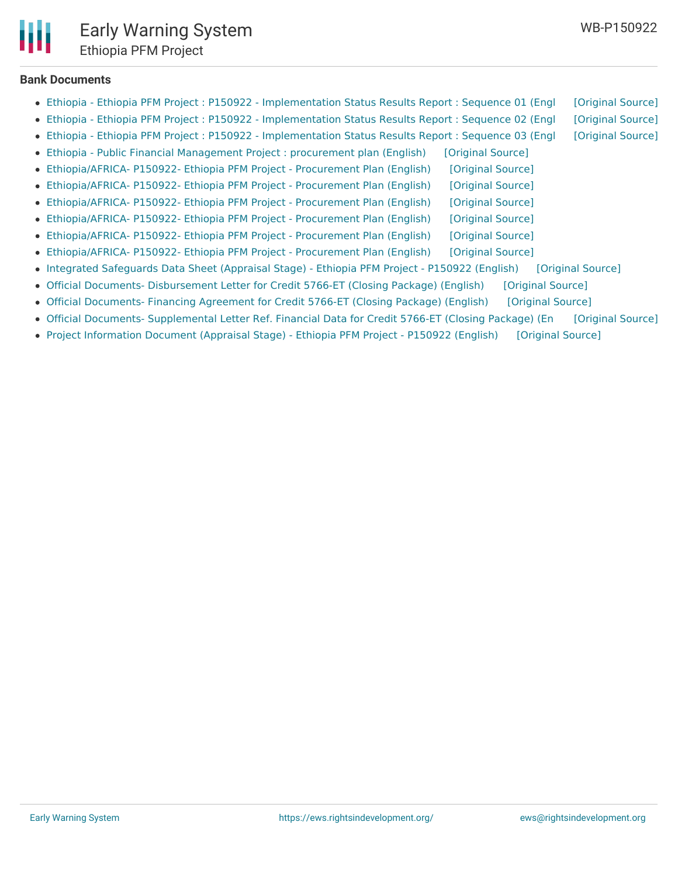## Bank Documents

- Ethiopia - Ethiopia PFM Project : P150922 - Implementation Status Results Report : Sequence 01 (Engl [Original Source]
- Ethiopia - Ethiopia PFM Project : P150922 - Implementation Status Results Report : Sequence 02 (Engl [Original Source]
- Ethiopia - Ethiopia PFM Project : P150922 - Implementation Status Results Report : Sequence 03 (Engl [Original Source]
- Ethiopia - Public Financial Management Project : procurement plan (English) [Original Source]
- Ethiopia/AFRICA- P150922- Ethiopia PFM Project - Procurement Plan (English) [Original Source]
- Ethiopia/AFRICA- P150922- Ethiopia PFM Project - Procurement Plan (English) [Original Source]
- Ethiopia/AFRICA- P150922- Ethiopia PFM Project - Procurement Plan (English) [Original Source]
- Ethiopia/AFRICA- P150922- Ethiopia PFM Project - Procurement Plan (English) [Original Source]
- Ethiopia/AFRICA- P150922- Ethiopia PFM Project - Procurement Plan (English) [Original Source]
- Ethiopia/AFRICA- P150922- Ethiopia PFM Project - Procurement Plan (English) [Original Source]
- Integrated Safeguards Data Sheet (Appraisal Stage) - Ethiopia PFM Project - P150922 (English) [Original Source]
- Official Documents- Disbursement Letter for Credit 5766-ET (Closing Package) (English) [Original Source]
- Official Documents- Financing Agreement for Credit 5766-ET (Closing Package) (English) [Original Source]
- Official Documents- Supplemental Letter Ref. Financial Data for Credit 5766-ET (Closing Package) (En [Original Source]
- Project Information Document (Appraisal Stage) - Ethiopia PFM Project - P150922 (English) [Original Source]